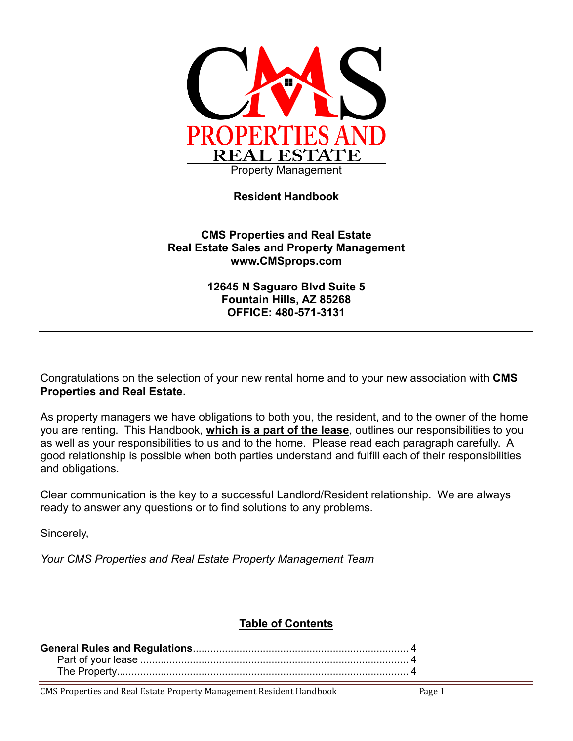CMS PROPERTIES AND REAL ESTATE

Property Management

# Resident Handbook

**CMS Properties and Real Estate**
**Real Estate Sales and Property Management**
**www.CMSprops.com**

**12645 N Saguaro Blvd Suite 5**
**Fountain Hills, AZ 85268**
**OFFICE: 480-571-3131**

---

Congratulations on the selection of your new rental home and to your new association with **CMS Properties and Real Estate.**

As property managers we have obligations to both you, the resident, and to the owner of the home you are renting. This Handbook, **which is a part of the lease**, outlines our responsibilities to you as well as your responsibilities to us and to the home. Please read each paragraph carefully. A good relationship is possible when both parties understand and fulfill each of their responsibilities and obligations.

Clear communication is the key to a successful Landlord/Resident relationship. We are always ready to answer any questions or to find solutions to any problems.

Sincerely,

*Your CMS Properties and Real Estate Property Management Team*

## Table of Contents

**General Rules and Regulations**.......................................................................... 4
- Part of your lease ............................................................................................ 4
- The Property..................................................................................................... 4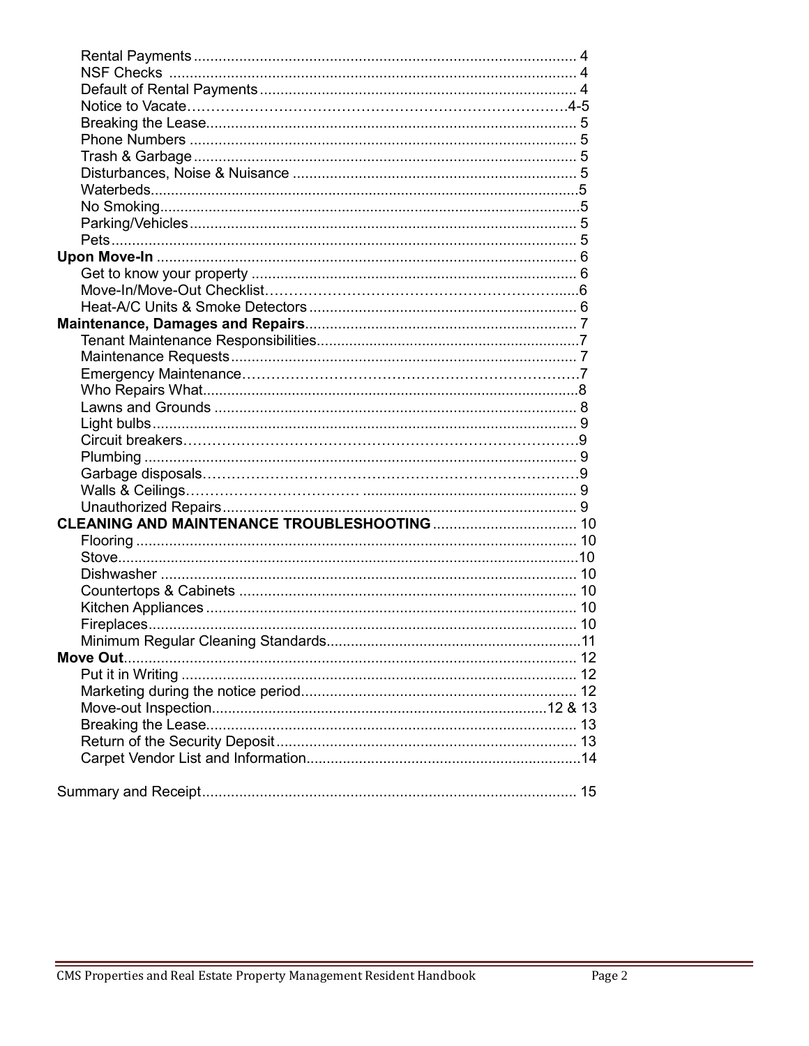- Rental Payments ... 4
- NSF Checks ... 4
- Default of Rental Payments ... 4
- Notice to Vacate ... 4-5
- Breaking the Lease ... 5
- Phone Numbers ... 5
- Trash & Garbage ... 5
- Disturbances, Noise & Nuisance ... 5
- Waterbeds ... 5
- No Smoking ... 5
- Parking/Vehicles ... 5
- Pets ... 5

**Upon Move-In** ... 6

- Get to know your property ... 6
- Move-In/Move-Out Checklist ... 6
- Heat-A/C Units & Smoke Detectors ... 6

**Maintenance, Damages and Repairs** ... 7

- Tenant Maintenance Responsibilities ... 7
- Maintenance Requests ... 7
- Emergency Maintenance ... 7
- Who Repairs What ... 8
- Lawns and Grounds ... 8
- Light bulbs ... 9
- Circuit breakers ... 9
- Plumbing ... 9
- Garbage disposals ... 9
- Walls & Ceilings ... 9
- Unauthorized Repairs ... 9

**CLEANING AND MAINTENANCE TROUBLESHOOTING** ... 10

- Flooring ... 10
- Stove ... 10
- Dishwasher ... 10
- Countertops & Cabinets ... 10
- Kitchen Appliances ... 10
- Fireplaces ... 10
- Minimum Regular Cleaning Standards ... 11

**Move Out** ... 12

- Put it in Writing ... 12
- Marketing during the notice period ... 12
- Move-out Inspection ... 12 & 13
- Breaking the Lease ... 13
- Return of the Security Deposit ... 13
- Carpet Vendor List and Information ... 14

Summary and Receipt ... 15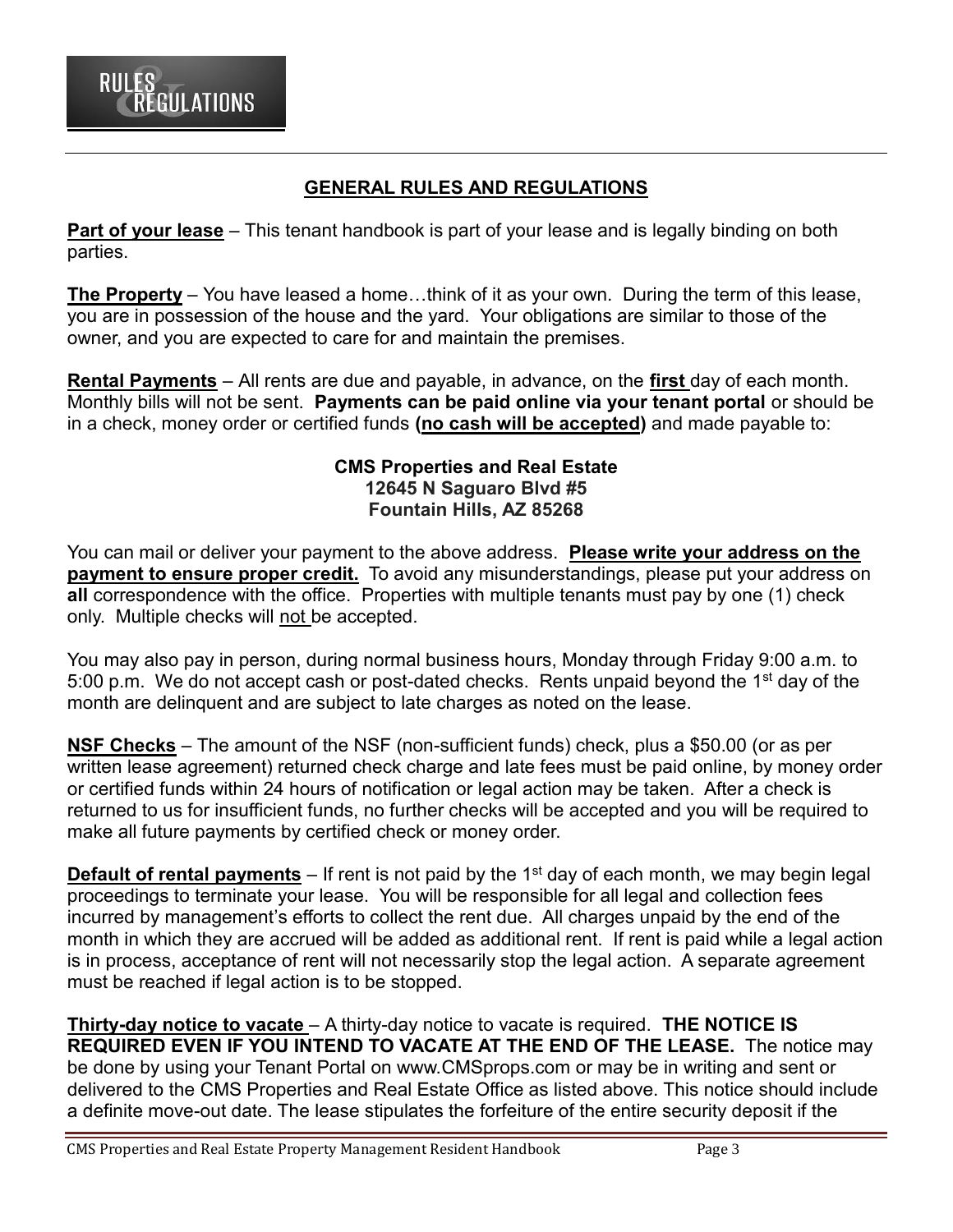# RULES & REGULATIONS

## GENERAL RULES AND REGULATIONS

**Part of your lease** – This tenant handbook is part of your lease and is legally binding on both parties.

**The Property** – You have leased a home…think of it as your own. During the term of this lease, you are in possession of the house and the yard. Your obligations are similar to those of the owner, and you are expected to care for and maintain the premises.

**Rental Payments** – All rents are due and payable, in advance, on the **first** day of each month. Monthly bills will not be sent. **Payments can be paid online via your tenant portal** or should be in a check, money order or certified funds **(no cash will be accepted)** and made payable to:

**CMS Properties and Real Estate**
**12645 N Saguaro Blvd #5**
**Fountain Hills, AZ 85268**

You can mail or deliver your payment to the above address. **Please write your address on the payment to ensure proper credit.** To avoid any misunderstandings, please put your address on **all** correspondence with the office. Properties with multiple tenants must pay by one (1) check only. Multiple checks will not be accepted.

You may also pay in person, during normal business hours, Monday through Friday 9:00 a.m. to 5:00 p.m. We do not accept cash or post-dated checks. Rents unpaid beyond the 1st day of the month are delinquent and are subject to late charges as noted on the lease.

**NSF Checks** – The amount of the NSF (non-sufficient funds) check, plus a $50.00 (or as per written lease agreement) returned check charge and late fees must be paid online, by money order or certified funds within 24 hours of notification or legal action may be taken. After a check is returned to us for insufficient funds, no further checks will be accepted and you will be required to make all future payments by certified check or money order.

**Default of rental payments** – If rent is not paid by the 1st day of each month, we may begin legal proceedings to terminate your lease. You will be responsible for all legal and collection fees incurred by management's efforts to collect the rent due. All charges unpaid by the end of the month in which they are accrued will be added as additional rent. If rent is paid while a legal action is in process, acceptance of rent will not necessarily stop the legal action. A separate agreement must be reached if legal action is to be stopped.

**Thirty-day notice to vacate** – A thirty-day notice to vacate is required. **THE NOTICE IS REQUIRED EVEN IF YOU INTEND TO VACATE AT THE END OF THE LEASE.** The notice may be done by using your Tenant Portal on www.CMSprops.com or may be in writing and sent or delivered to the CMS Properties and Real Estate Office as listed above. This notice should include a definite move-out date. The lease stipulates the forfeiture of the entire security deposit if the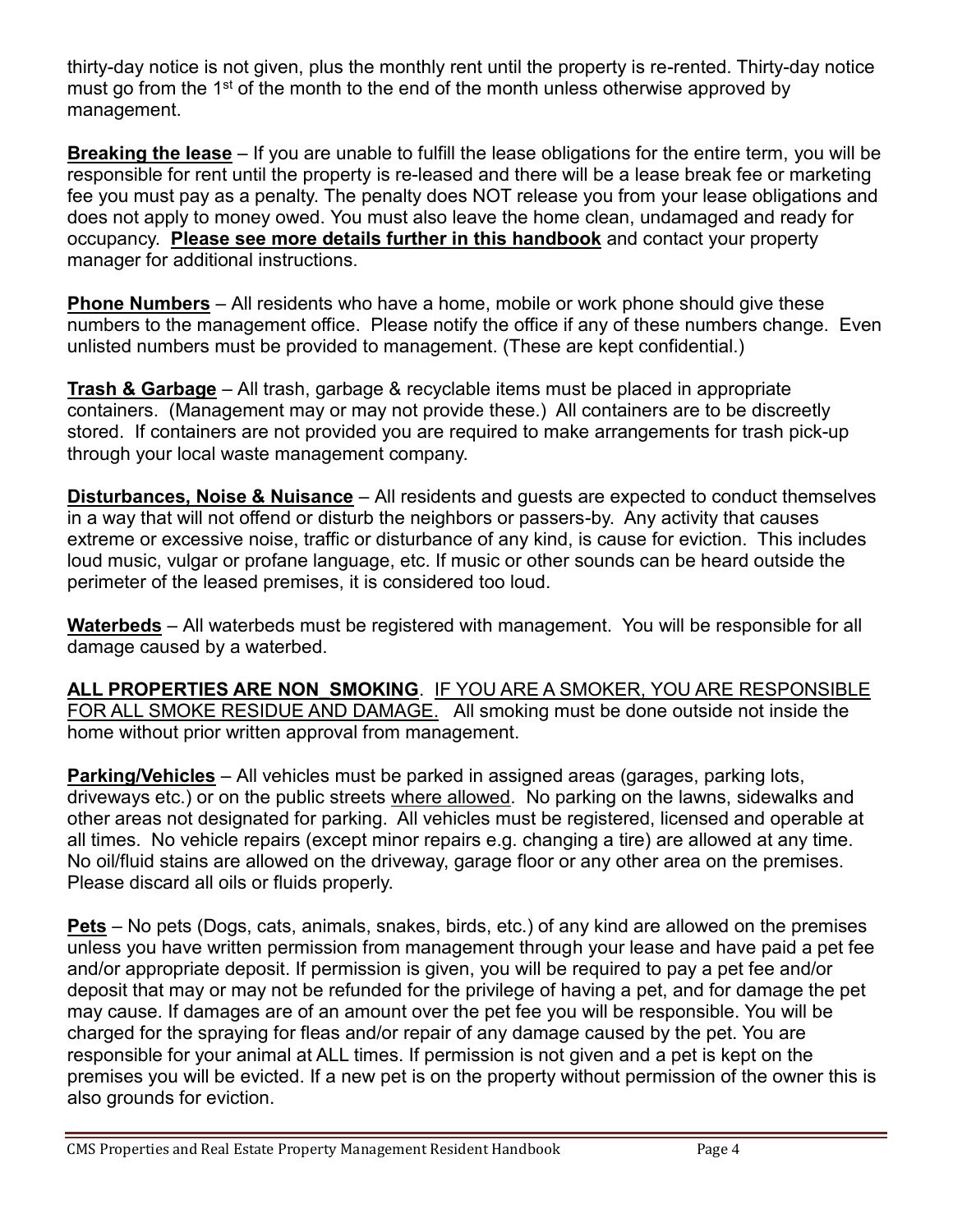thirty-day notice is not given, plus the monthly rent until the property is re-rented. Thirty-day notice must go from the 1st of the month to the end of the month unless otherwise approved by management.

**Breaking the lease** – If you are unable to fulfill the lease obligations for the entire term, you will be responsible for rent until the property is re-leased and there will be a lease break fee or marketing fee you must pay as a penalty. The penalty does NOT release you from your lease obligations and does not apply to money owed. You must also leave the home clean, undamaged and ready for occupancy. **Please see more details further in this handbook** and contact your property manager for additional instructions.

**Phone Numbers** – All residents who have a home, mobile or work phone should give these numbers to the management office. Please notify the office if any of these numbers change. Even unlisted numbers must be provided to management. (These are kept confidential.)

**Trash & Garbage** – All trash, garbage & recyclable items must be placed in appropriate containers. (Management may or may not provide these.) All containers are to be discreetly stored. If containers are not provided you are required to make arrangements for trash pick-up through your local waste management company.

**Disturbances, Noise & Nuisance** – All residents and guests are expected to conduct themselves in a way that will not offend or disturb the neighbors or passers-by. Any activity that causes extreme or excessive noise, traffic or disturbance of any kind, is cause for eviction. This includes loud music, vulgar or profane language, etc. If music or other sounds can be heard outside the perimeter of the leased premises, it is considered too loud.

**Waterbeds** – All waterbeds must be registered with management. You will be responsible for all damage caused by a waterbed.

**ALL PROPERTIES ARE NON_SMOKING**. IF YOU ARE A SMOKER, YOU ARE RESPONSIBLE FOR ALL SMOKE RESIDUE AND DAMAGE. All smoking must be done outside not inside the home without prior written approval from management.

**Parking/Vehicles** – All vehicles must be parked in assigned areas (garages, parking lots, driveways etc.) or on the public streets where allowed. No parking on the lawns, sidewalks and other areas not designated for parking. All vehicles must be registered, licensed and operable at all times. No vehicle repairs (except minor repairs e.g. changing a tire) are allowed at any time. No oil/fluid stains are allowed on the driveway, garage floor or any other area on the premises. Please discard all oils or fluids properly.

**Pets** – No pets (Dogs, cats, animals, snakes, birds, etc.) of any kind are allowed on the premises unless you have written permission from management through your lease and have paid a pet fee and/or appropriate deposit. If permission is given, you will be required to pay a pet fee and/or deposit that may or may not be refunded for the privilege of having a pet, and for damage the pet may cause. If damages are of an amount over the pet fee you will be responsible. You will be charged for the spraying for fleas and/or repair of any damage caused by the pet. You are responsible for your animal at ALL times. If permission is not given and a pet is kept on the premises you will be evicted. If a new pet is on the property without permission of the owner this is also grounds for eviction.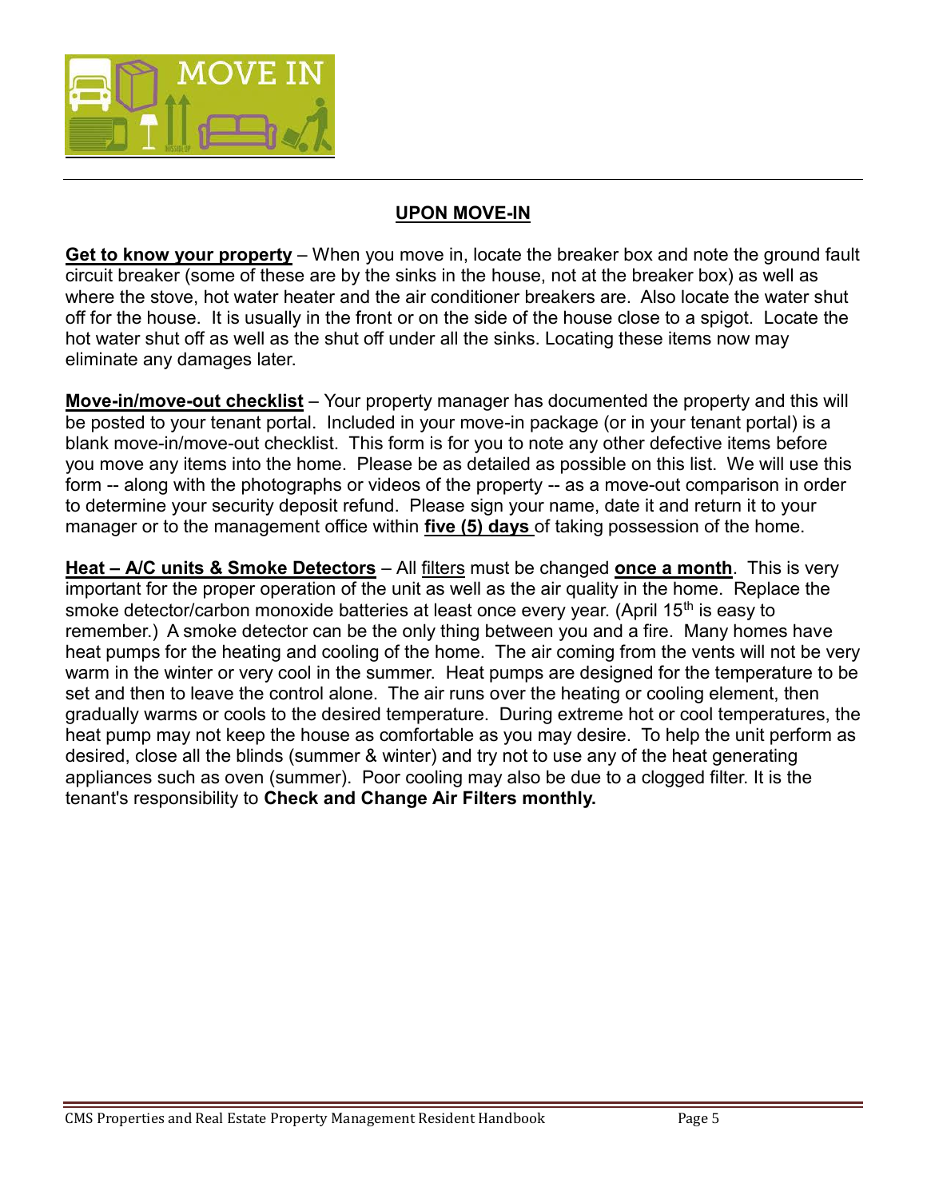## UPON MOVE-IN

**Get to know your property** – When you move in, locate the breaker box and note the ground fault circuit breaker (some of these are by the sinks in the house, not at the breaker box) as well as where the stove, hot water heater and the air conditioner breakers are. Also locate the water shut off for the house. It is usually in the front or on the side of the house close to a spigot. Locate the hot water shut off as well as the shut off under all the sinks. Locating these items now may eliminate any damages later.

**Move-in/move-out checklist** – Your property manager has documented the property and this will be posted to your tenant portal. Included in your move-in package (or in your tenant portal) is a blank move-in/move-out checklist. This form is for you to note any other defective items before you move any items into the home. Please be as detailed as possible on this list. We will use this form -- along with the photographs or videos of the property -- as a move-out comparison in order to determine your security deposit refund. Please sign your name, date it and return it to your manager or to the management office within **five (5) days** of taking possession of the home.

**Heat – A/C units & Smoke Detectors** – All filters must be changed **once a month**. This is very important for the proper operation of the unit as well as the air quality in the home. Replace the smoke detector/carbon monoxide batteries at least once every year. (April 15th is easy to remember.) A smoke detector can be the only thing between you and a fire. Many homes have heat pumps for the heating and cooling of the home. The air coming from the vents will not be very warm in the winter or very cool in the summer. Heat pumps are designed for the temperature to be set and then to leave the control alone. The air runs over the heating or cooling element, then gradually warms or cools to the desired temperature. During extreme hot or cool temperatures, the heat pump may not keep the house as comfortable as you may desire. To help the unit perform as desired, close all the blinds (summer & winter) and try not to use any of the heat generating appliances such as oven (summer). Poor cooling may also be due to a clogged filter. It is the tenant's responsibility to **Check and Change Air Filters monthly.**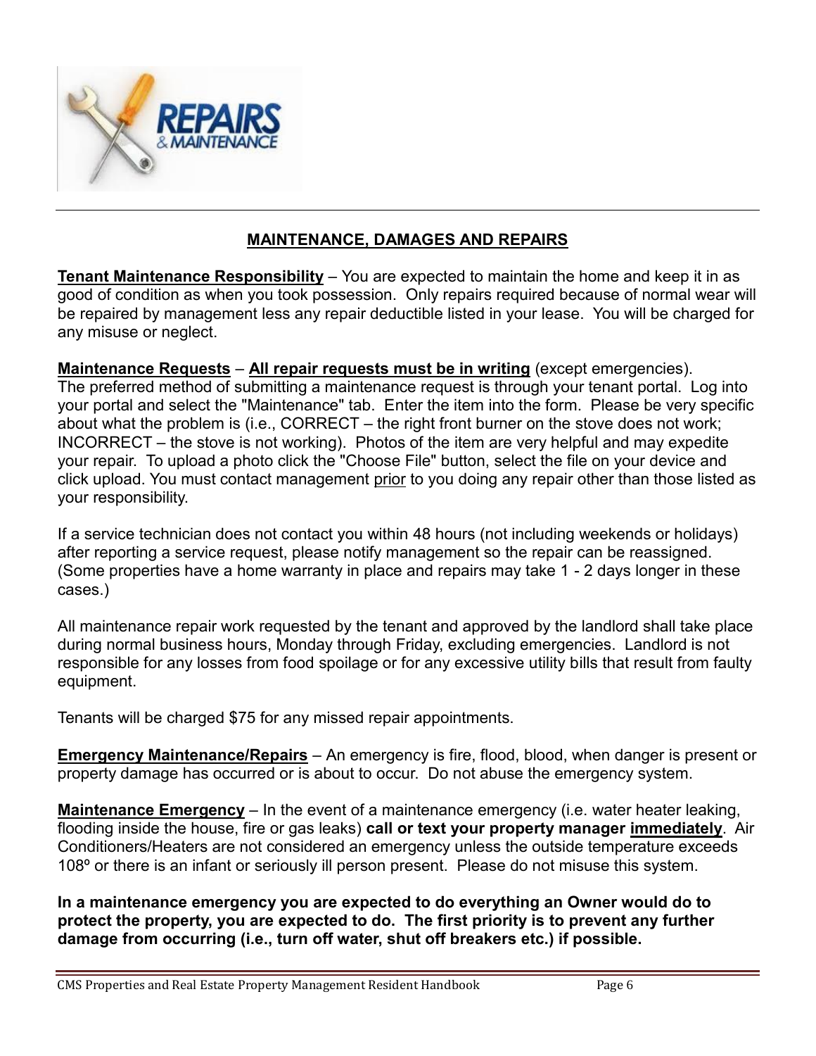## MAINTENANCE, DAMAGES AND REPAIRS

**Tenant Maintenance Responsibility** – You are expected to maintain the home and keep it in as good of condition as when you took possession. Only repairs required because of normal wear will be repaired by management less any repair deductible listed in your lease. You will be charged for any misuse or neglect.

**Maintenance Requests** – **All repair requests must be in writing** (except emergencies). The preferred method of submitting a maintenance request is through your tenant portal. Log into your portal and select the "Maintenance" tab. Enter the item into the form. Please be very specific about what the problem is (i.e., CORRECT – the right front burner on the stove does not work; INCORRECT – the stove is not working). Photos of the item are very helpful and may expedite your repair. To upload a photo click the "Choose File" button, select the file on your device and click upload. You must contact management prior to you doing any repair other than those listed as your responsibility.

If a service technician does not contact you within 48 hours (not including weekends or holidays) after reporting a service request, please notify management so the repair can be reassigned. (Some properties have a home warranty in place and repairs may take 1 - 2 days longer in these cases.)

All maintenance repair work requested by the tenant and approved by the landlord shall take place during normal business hours, Monday through Friday, excluding emergencies. Landlord is not responsible for any losses from food spoilage or for any excessive utility bills that result from faulty equipment.

Tenants will be charged $75 for any missed repair appointments.

**Emergency Maintenance/Repairs** – An emergency is fire, flood, blood, when danger is present or property damage has occurred or is about to occur. Do not abuse the emergency system.

**Maintenance Emergency** – In the event of a maintenance emergency (i.e. water heater leaking, flooding inside the house, fire or gas leaks) **call or text your property manager immediately**. Air Conditioners/Heaters are not considered an emergency unless the outside temperature exceeds 108º or there is an infant or seriously ill person present. Please do not misuse this system.

**In a maintenance emergency you are expected to do everything an Owner would do to protect the property, you are expected to do. The first priority is to prevent any further damage from occurring (i.e., turn off water, shut off breakers etc.) if possible.**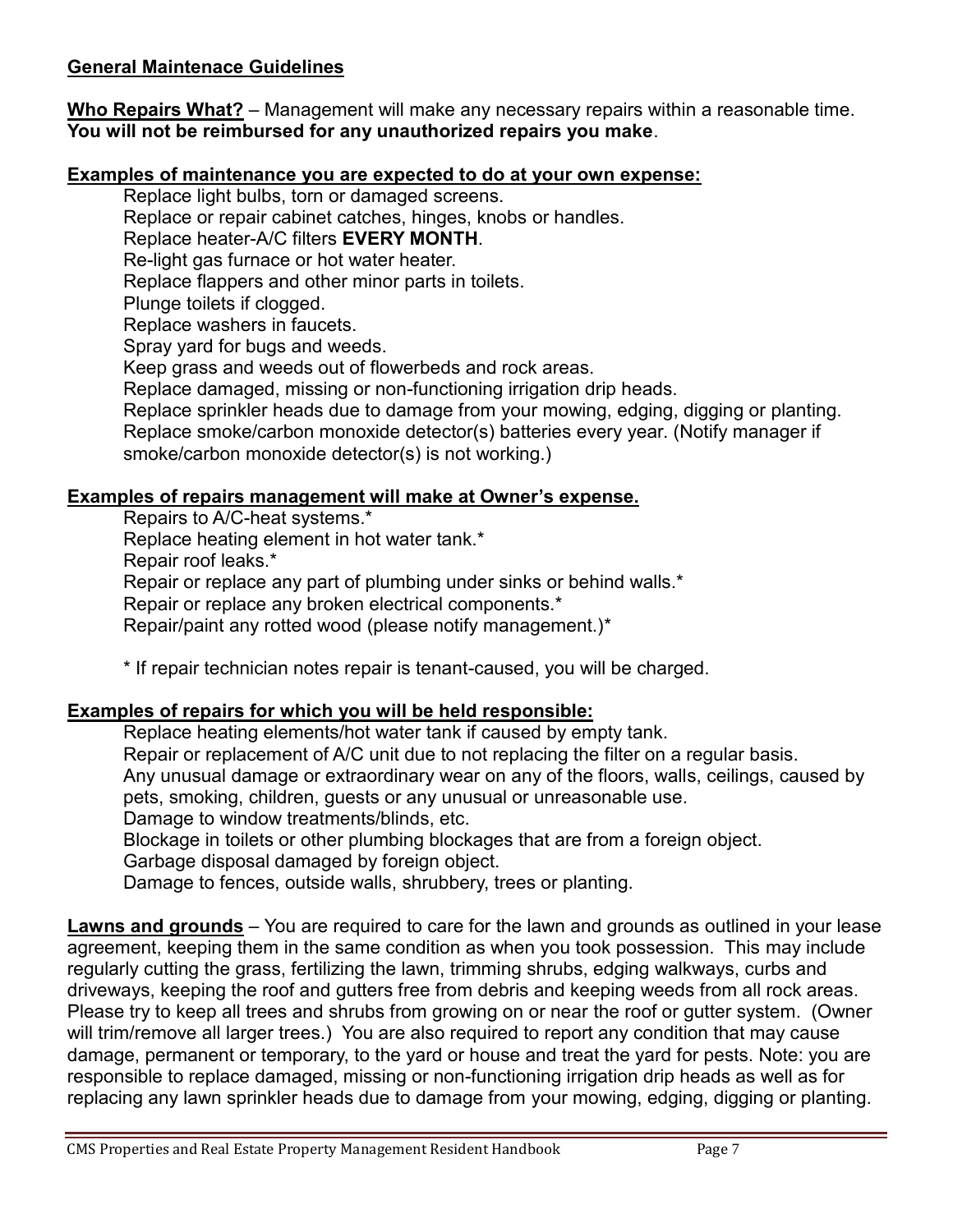## General Maintenace Guidelines

**Who Repairs What?** – Management will make any necessary repairs within a reasonable time. **You will not be reimbursed for any unauthorized repairs you make**.

**Examples of maintenance you are expected to do at your own expense:**

- Replace light bulbs, torn or damaged screens.
- Replace or repair cabinet catches, hinges, knobs or handles.
- Replace heater-A/C filters **EVERY MONTH**.
- Re-light gas furnace or hot water heater.
- Replace flappers and other minor parts in toilets.
- Plunge toilets if clogged.
- Replace washers in faucets.
- Spray yard for bugs and weeds.
- Keep grass and weeds out of flowerbeds and rock areas.
- Replace damaged, missing or non-functioning irrigation drip heads.
- Replace sprinkler heads due to damage from your mowing, edging, digging or planting.
- Replace smoke/carbon monoxide detector(s) batteries every year. (Notify manager if smoke/carbon monoxide detector(s) is not working.)

**Examples of repairs management will make at Owner's expense.**

- Repairs to A/C-heat systems.*
- Replace heating element in hot water tank.*
- Repair roof leaks.*
- Repair or replace any part of plumbing under sinks or behind walls.*
- Repair or replace any broken electrical components.*
- Repair/paint any rotted wood (please notify management.)*

\* If repair technician notes repair is tenant-caused, you will be charged.

**Examples of repairs for which you will be held responsible:**

- Replace heating elements/hot water tank if caused by empty tank.
- Repair or replacement of A/C unit due to not replacing the filter on a regular basis.
- Any unusual damage or extraordinary wear on any of the floors, walls, ceilings, caused by pets, smoking, children, guests or any unusual or unreasonable use.
- Damage to window treatments/blinds, etc.
- Blockage in toilets or other plumbing blockages that are from a foreign object.
- Garbage disposal damaged by foreign object.
- Damage to fences, outside walls, shrubbery, trees or planting.

**Lawns and grounds** – You are required to care for the lawn and grounds as outlined in your lease agreement, keeping them in the same condition as when you took possession. This may include regularly cutting the grass, fertilizing the lawn, trimming shrubs, edging walkways, curbs and driveways, keeping the roof and gutters free from debris and keeping weeds from all rock areas. Please try to keep all trees and shrubs from growing on or near the roof or gutter system. (Owner will trim/remove all larger trees.) You are also required to report any condition that may cause damage, permanent or temporary, to the yard or house and treat the yard for pests. Note: you are responsible to replace damaged, missing or non-functioning irrigation drip heads as well as for replacing any lawn sprinkler heads due to damage from your mowing, edging, digging or planting.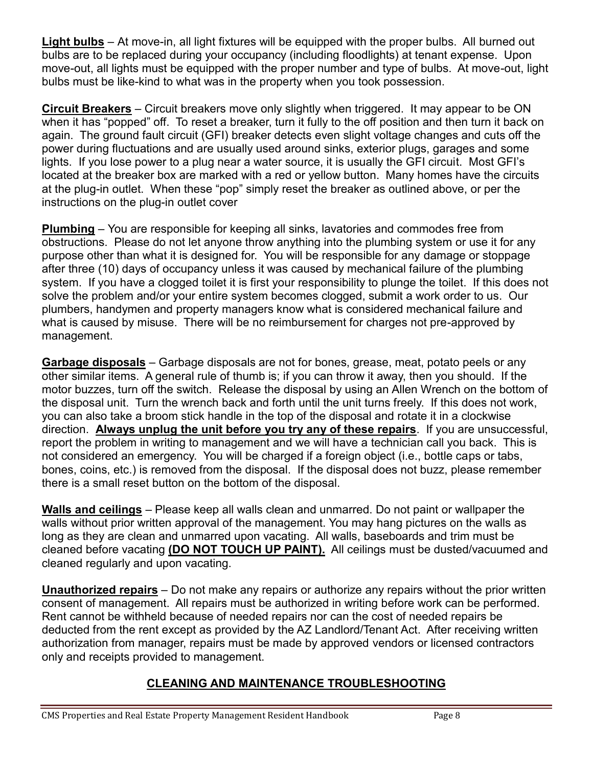**<u>Light bulbs</u>** – At move-in, all light fixtures will be equipped with the proper bulbs. All burned out bulbs are to be replaced during your occupancy (including floodlights) at tenant expense. Upon move-out, all lights must be equipped with the proper number and type of bulbs. At move-out, light bulbs must be like-kind to what was in the property when you took possession.

**<u>Circuit Breakers</u>** – Circuit breakers move only slightly when triggered. It may appear to be ON when it has "popped" off. To reset a breaker, turn it fully to the off position and then turn it back on again. The ground fault circuit (GFI) breaker detects even slight voltage changes and cuts off the power during fluctuations and are usually used around sinks, exterior plugs, garages and some lights. If you lose power to a plug near a water source, it is usually the GFI circuit. Most GFI's located at the breaker box are marked with a red or yellow button. Many homes have the circuits at the plug-in outlet. When these "pop" simply reset the breaker as outlined above, or per the instructions on the plug-in outlet cover

**<u>Plumbing</u>** – You are responsible for keeping all sinks, lavatories and commodes free from obstructions. Please do not let anyone throw anything into the plumbing system or use it for any purpose other than what it is designed for. You will be responsible for any damage or stoppage after three (10) days of occupancy unless it was caused by mechanical failure of the plumbing system. If you have a clogged toilet it is first your responsibility to plunge the toilet. If this does not solve the problem and/or your entire system becomes clogged, submit a work order to us. Our plumbers, handymen and property managers know what is considered mechanical failure and what is caused by misuse. There will be no reimbursement for charges not pre-approved by management.

**<u>Garbage disposals</u>** – Garbage disposals are not for bones, grease, meat, potato peels or any other similar items. A general rule of thumb is; if you can throw it away, then you should. If the motor buzzes, turn off the switch. Release the disposal by using an Allen Wrench on the bottom of the disposal unit. Turn the wrench back and forth until the unit turns freely. If this does not work, you can also take a broom stick handle in the top of the disposal and rotate it in a clockwise direction. **<u>Always unplug the unit before you try any of these repairs</u>**. If you are unsuccessful, report the problem in writing to management and we will have a technician call you back. This is not considered an emergency. You will be charged if a foreign object (i.e., bottle caps or tabs, bones, coins, etc.) is removed from the disposal. If the disposal does not buzz, please remember there is a small reset button on the bottom of the disposal.

**<u>Walls and ceilings</u>** – Please keep all walls clean and unmarred. Do not paint or wallpaper the walls without prior written approval of the management. You may hang pictures on the walls as long as they are clean and unmarred upon vacating. All walls, baseboards and trim must be cleaned before vacating **<u>(DO NOT TOUCH UP PAINT).</u>** All ceilings must be dusted/vacuumed and cleaned regularly and upon vacating.

**<u>Unauthorized repairs</u>** – Do not make any repairs or authorize any repairs without the prior written consent of management. All repairs must be authorized in writing before work can be performed. Rent cannot be withheld because of needed repairs nor can the cost of needed repairs be deducted from the rent except as provided by the AZ Landlord/Tenant Act. After receiving written authorization from manager, repairs must be made by approved vendors or licensed contractors only and receipts provided to management.

## <u>CLEANING AND MAINTENANCE TROUBLESHOOTING</u>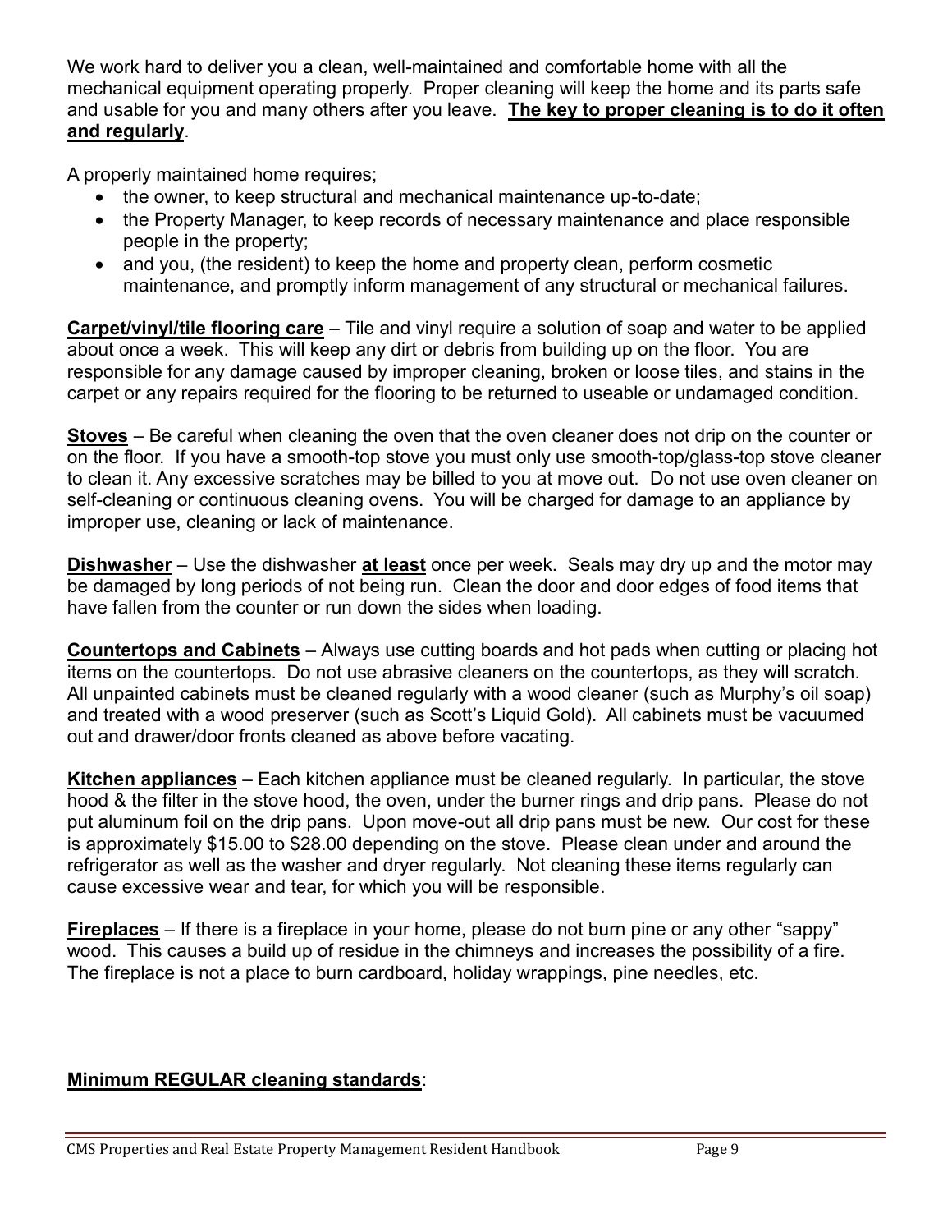We work hard to deliver you a clean, well-maintained and comfortable home with all the mechanical equipment operating properly. Proper cleaning will keep the home and its parts safe and usable for you and many others after you leave. **The key to proper cleaning is to do it often and regularly**.

A properly maintained home requires;

- the owner, to keep structural and mechanical maintenance up-to-date;
- the Property Manager, to keep records of necessary maintenance and place responsible people in the property;
- and you, (the resident) to keep the home and property clean, perform cosmetic maintenance, and promptly inform management of any structural or mechanical failures.

**Carpet/vinyl/tile flooring care** – Tile and vinyl require a solution of soap and water to be applied about once a week. This will keep any dirt or debris from building up on the floor. You are responsible for any damage caused by improper cleaning, broken or loose tiles, and stains in the carpet or any repairs required for the flooring to be returned to useable or undamaged condition.

**Stoves** – Be careful when cleaning the oven that the oven cleaner does not drip on the counter or on the floor. If you have a smooth-top stove you must only use smooth-top/glass-top stove cleaner to clean it. Any excessive scratches may be billed to you at move out. Do not use oven cleaner on self-cleaning or continuous cleaning ovens. You will be charged for damage to an appliance by improper use, cleaning or lack of maintenance.

**Dishwasher** – Use the dishwasher **at least** once per week. Seals may dry up and the motor may be damaged by long periods of not being run. Clean the door and door edges of food items that have fallen from the counter or run down the sides when loading.

**Countertops and Cabinets** – Always use cutting boards and hot pads when cutting or placing hot items on the countertops. Do not use abrasive cleaners on the countertops, as they will scratch. All unpainted cabinets must be cleaned regularly with a wood cleaner (such as Murphy's oil soap) and treated with a wood preserver (such as Scott's Liquid Gold). All cabinets must be vacuumed out and drawer/door fronts cleaned as above before vacating.

**Kitchen appliances** – Each kitchen appliance must be cleaned regularly. In particular, the stove hood & the filter in the stove hood, the oven, under the burner rings and drip pans. Please do not put aluminum foil on the drip pans. Upon move-out all drip pans must be new. Our cost for these is approximately $15.00 to $28.00 depending on the stove. Please clean under and around the refrigerator as well as the washer and dryer regularly. Not cleaning these items regularly can cause excessive wear and tear, for which you will be responsible.

**Fireplaces** – If there is a fireplace in your home, please do not burn pine or any other "sappy" wood. This causes a build up of residue in the chimneys and increases the possibility of a fire. The fireplace is not a place to burn cardboard, holiday wrappings, pine needles, etc.

**Minimum REGULAR cleaning standards**: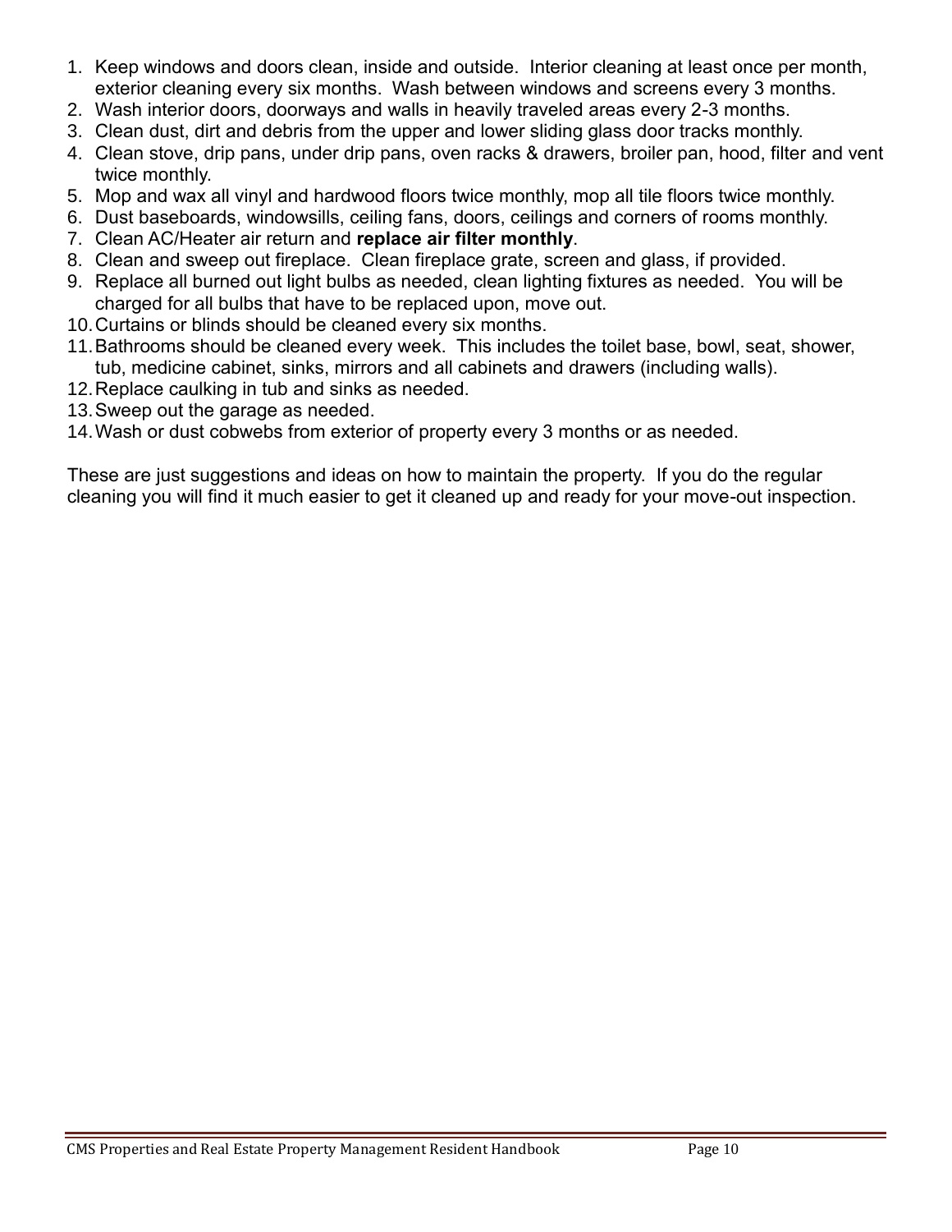1. Keep windows and doors clean, inside and outside. Interior cleaning at least once per month, exterior cleaning every six months. Wash between windows and screens every 3 months.
2. Wash interior doors, doorways and walls in heavily traveled areas every 2-3 months.
3. Clean dust, dirt and debris from the upper and lower sliding glass door tracks monthly.
4. Clean stove, drip pans, under drip pans, oven racks & drawers, broiler pan, hood, filter and vent twice monthly.
5. Mop and wax all vinyl and hardwood floors twice monthly, mop all tile floors twice monthly.
6. Dust baseboards, windowsills, ceiling fans, doors, ceilings and corners of rooms monthly.
7. Clean AC/Heater air return and **replace air filter monthly**.
8. Clean and sweep out fireplace. Clean fireplace grate, screen and glass, if provided.
9. Replace all burned out light bulbs as needed, clean lighting fixtures as needed. You will be charged for all bulbs that have to be replaced upon, move out.
10. Curtains or blinds should be cleaned every six months.
11. Bathrooms should be cleaned every week. This includes the toilet base, bowl, seat, shower, tub, medicine cabinet, sinks, mirrors and all cabinets and drawers (including walls).
12. Replace caulking in tub and sinks as needed.
13. Sweep out the garage as needed.
14. Wash or dust cobwebs from exterior of property every 3 months or as needed.

These are just suggestions and ideas on how to maintain the property. If you do the regular cleaning you will find it much easier to get it cleaned up and ready for your move-out inspection.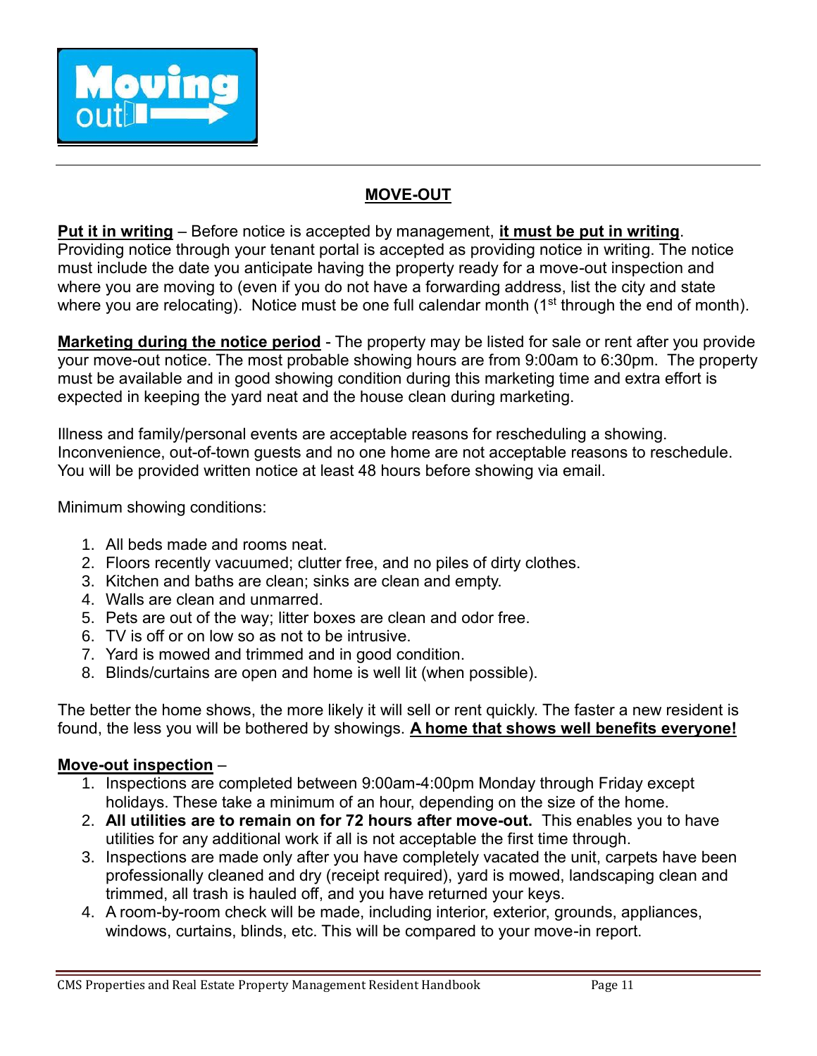Moving out

## MOVE-OUT

**Put it in writing** – Before notice is accepted by management, **it must be put in writing**. Providing notice through your tenant portal is accepted as providing notice in writing. The notice must include the date you anticipate having the property ready for a move-out inspection and where you are moving to (even if you do not have a forwarding address, list the city and state where you are relocating). Notice must be one full calendar month (1st through the end of month).

**Marketing during the notice period** - The property may be listed for sale or rent after you provide your move-out notice. The most probable showing hours are from 9:00am to 6:30pm. The property must be available and in good showing condition during this marketing time and extra effort is expected in keeping the yard neat and the house clean during marketing.

Illness and family/personal events are acceptable reasons for rescheduling a showing. Inconvenience, out-of-town guests and no one home are not acceptable reasons to reschedule. You will be provided written notice at least 48 hours before showing via email.

Minimum showing conditions:

1. All beds made and rooms neat.
2. Floors recently vacuumed; clutter free, and no piles of dirty clothes.
3. Kitchen and baths are clean; sinks are clean and empty.
4. Walls are clean and unmarred.
5. Pets are out of the way; litter boxes are clean and odor free.
6. TV is off or on low so as not to be intrusive.
7. Yard is mowed and trimmed and in good condition.
8. Blinds/curtains are open and home is well lit (when possible).

The better the home shows, the more likely it will sell or rent quickly. The faster a new resident is found, the less you will be bothered by showings. **A home that shows well benefits everyone!**

**Move-out inspection** –

1. Inspections are completed between 9:00am-4:00pm Monday through Friday except holidays. These take a minimum of an hour, depending on the size of the home.
2. **All utilities are to remain on for 72 hours after move-out.** This enables you to have utilities for any additional work if all is not acceptable the first time through.
3. Inspections are made only after you have completely vacated the unit, carpets have been professionally cleaned and dry (receipt required), yard is mowed, landscaping clean and trimmed, all trash is hauled off, and you have returned your keys.
4. A room-by-room check will be made, including interior, exterior, grounds, appliances, windows, curtains, blinds, etc. This will be compared to your move-in report.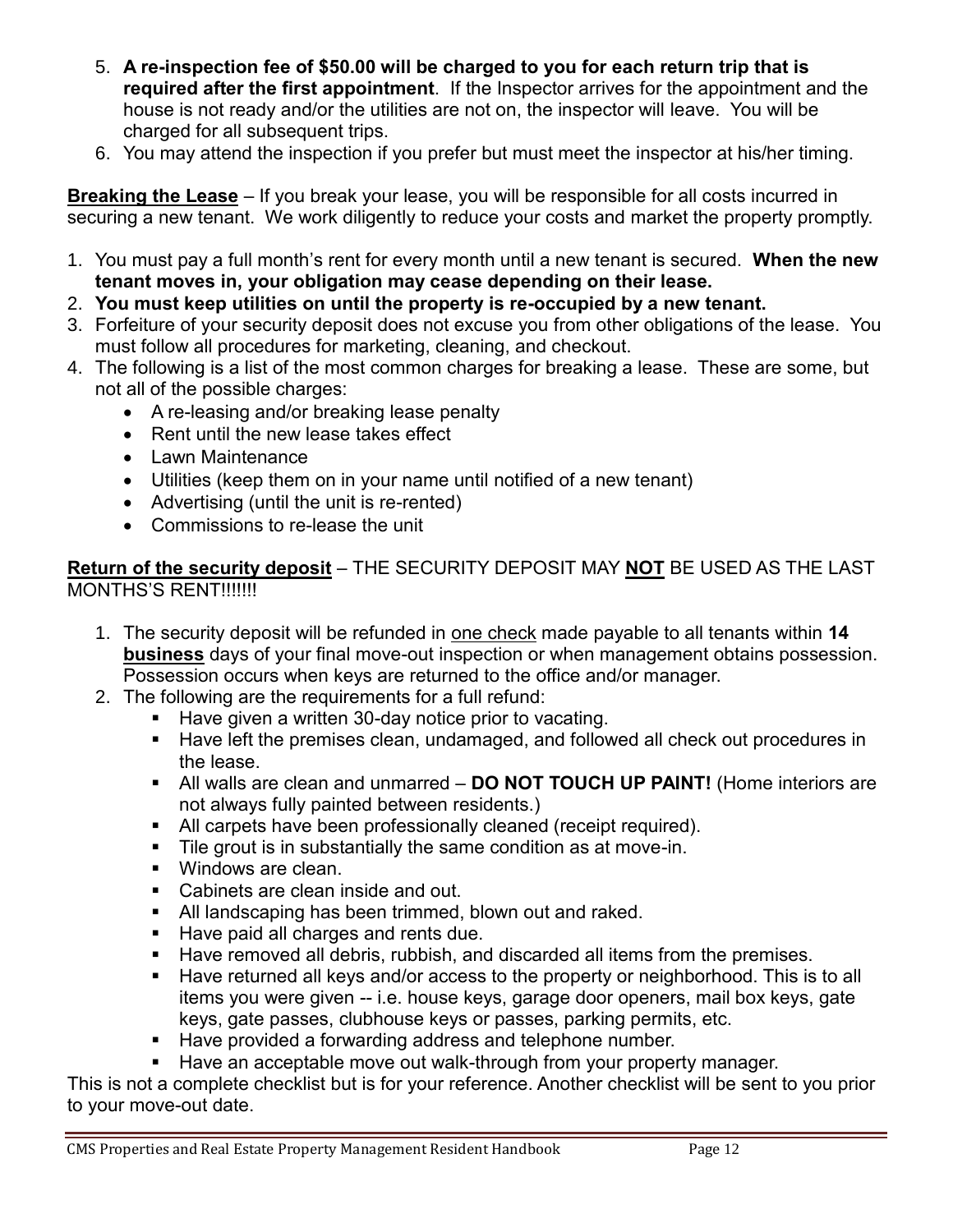5. **A re-inspection fee of $50.00 will be charged to you for each return trip that is required after the first appointment**. If the Inspector arrives for the appointment and the house is not ready and/or the utilities are not on, the inspector will leave. You will be charged for all subsequent trips.
6. You may attend the inspection if you prefer but must meet the inspector at his/her timing.

**Breaking the Lease** – If you break your lease, you will be responsible for all costs incurred in securing a new tenant. We work diligently to reduce your costs and market the property promptly.

1. You must pay a full month's rent for every month until a new tenant is secured. **When the new tenant moves in, your obligation may cease depending on their lease.**
2. **You must keep utilities on until the property is re-occupied by a new tenant.**
3. Forfeiture of your security deposit does not excuse you from other obligations of the lease. You must follow all procedures for marketing, cleaning, and checkout.
4. The following is a list of the most common charges for breaking a lease. These are some, but not all of the possible charges:
   - A re-leasing and/or breaking lease penalty
   - Rent until the new lease takes effect
   - Lawn Maintenance
   - Utilities (keep them on in your name until notified of a new tenant)
   - Advertising (until the unit is re-rented)
   - Commissions to re-lease the unit

**Return of the security deposit** – THE SECURITY DEPOSIT MAY **NOT** BE USED AS THE LAST MONTHS'S RENT!!!!!!!

1. The security deposit will be refunded in one check made payable to all tenants within **14 business** days of your final move-out inspection or when management obtains possession. Possession occurs when keys are returned to the office and/or manager.
2. The following are the requirements for a full refund:
   - Have given a written 30-day notice prior to vacating.
   - Have left the premises clean, undamaged, and followed all check out procedures in the lease.
   - All walls are clean and unmarred – **DO NOT TOUCH UP PAINT!** (Home interiors are not always fully painted between residents.)
   - All carpets have been professionally cleaned (receipt required).
   - Tile grout is in substantially the same condition as at move-in.
   - Windows are clean.
   - Cabinets are clean inside and out.
   - All landscaping has been trimmed, blown out and raked.
   - Have paid all charges and rents due.
   - Have removed all debris, rubbish, and discarded all items from the premises.
   - Have returned all keys and/or access to the property or neighborhood. This is to all items you were given -- i.e. house keys, garage door openers, mail box keys, gate keys, gate passes, clubhouse keys or passes, parking permits, etc.
   - Have provided a forwarding address and telephone number.
   - Have an acceptable move out walk-through from your property manager.

This is not a complete checklist but is for your reference. Another checklist will be sent to you prior to your move-out date.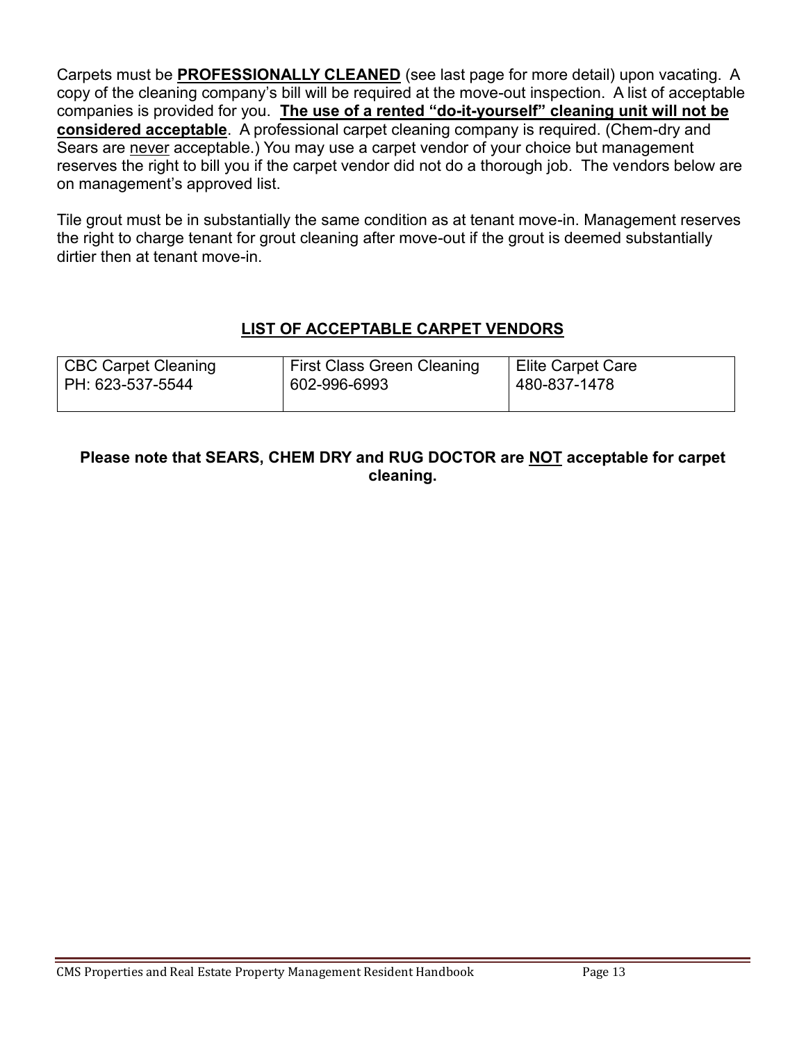Carpets must be **PROFESSIONALLY CLEANED** (see last page for more detail) upon vacating. A copy of the cleaning company's bill will be required at the move-out inspection. A list of acceptable companies is provided for you. **The use of a rented "do-it-yourself" cleaning unit will not be considered acceptable**. A professional carpet cleaning company is required. (Chem-dry and Sears are never acceptable.) You may use a carpet vendor of your choice but management reserves the right to bill you if the carpet vendor did not do a thorough job. The vendors below are on management's approved list.

Tile grout must be in substantially the same condition as at tenant move-in. Management reserves the right to charge tenant for grout cleaning after move-out if the grout is deemed substantially dirtier then at tenant move-in.

## LIST OF ACCEPTABLE CARPET VENDORS

| CBC Carpet Cleaning | First Class Green Cleaning | Elite Carpet Care |
| --- | --- | --- |
| PH: 623-537-5544 | 602-996-6993 | 480-837-1478 |

**Please note that SEARS, CHEM DRY and RUG DOCTOR are NOT acceptable for carpet cleaning.**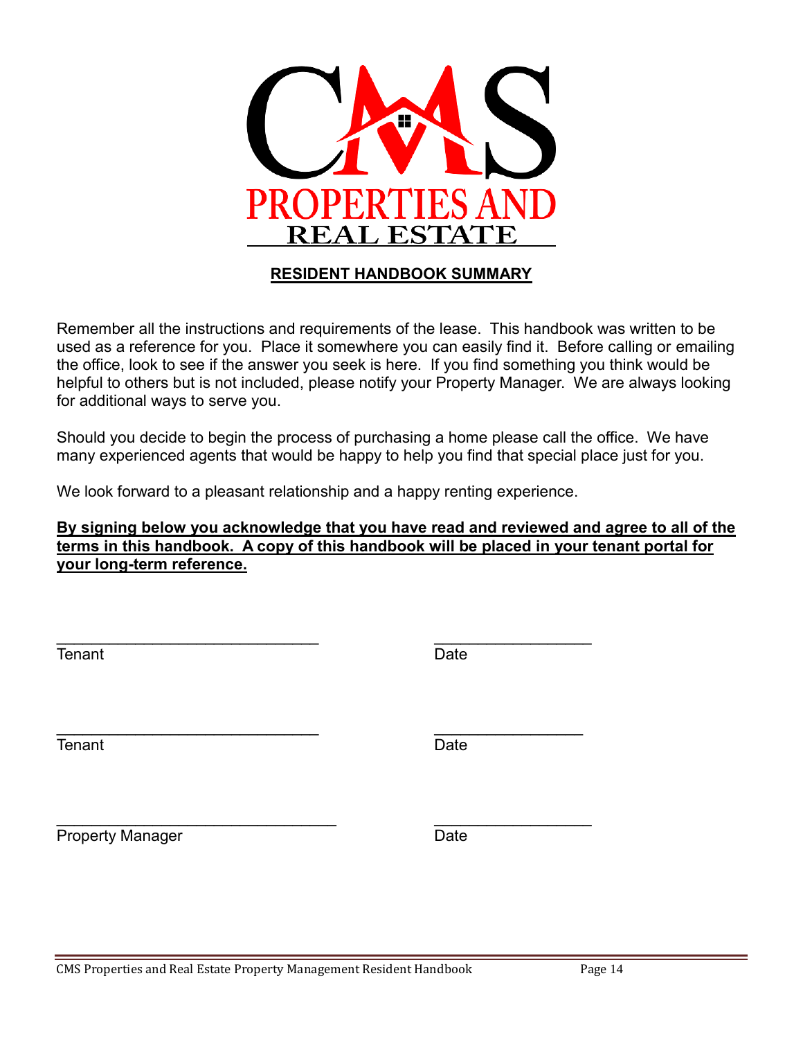CMS PROPERTIES AND REAL ESTATE

## RESIDENT HANDBOOK SUMMARY

Remember all the instructions and requirements of the lease. This handbook was written to be used as a reference for you. Place it somewhere you can easily find it. Before calling or emailing the office, look to see if the answer you seek is here. If you find something you think would be helpful to others but is not included, please notify your Property Manager. We are always looking for additional ways to serve you.

Should you decide to begin the process of purchasing a home please call the office. We have many experienced agents that would be happy to help you find that special place just for you.

We look forward to a pleasant relationship and a happy renting experience.

**By signing below you acknowledge that you have read and reviewed and agree to all of the terms in this handbook. A copy of this handbook will be placed in your tenant portal for your long-term reference.**

\_\_\_\_\_\_\_\_\_\_\_\_\_\_\_\_\_\_\_\_\_\_\_\_\_\_\_\_\_\_ \_\_\_\_\_\_\_\_\_\_\_\_\_\_\_\_\_\_
Tenant Date

\_\_\_\_\_\_\_\_\_\_\_\_\_\_\_\_\_\_\_\_\_\_\_\_\_\_\_\_\_\_ \_\_\_\_\_\_\_\_\_\_\_\_\_\_\_\_\_\_
Tenant Date

\_\_\_\_\_\_\_\_\_\_\_\_\_\_\_\_\_\_\_\_\_\_\_\_\_\_\_\_\_\_\_\_ \_\_\_\_\_\_\_\_\_\_\_\_\_\_\_\_\_\_
Property Manager Date